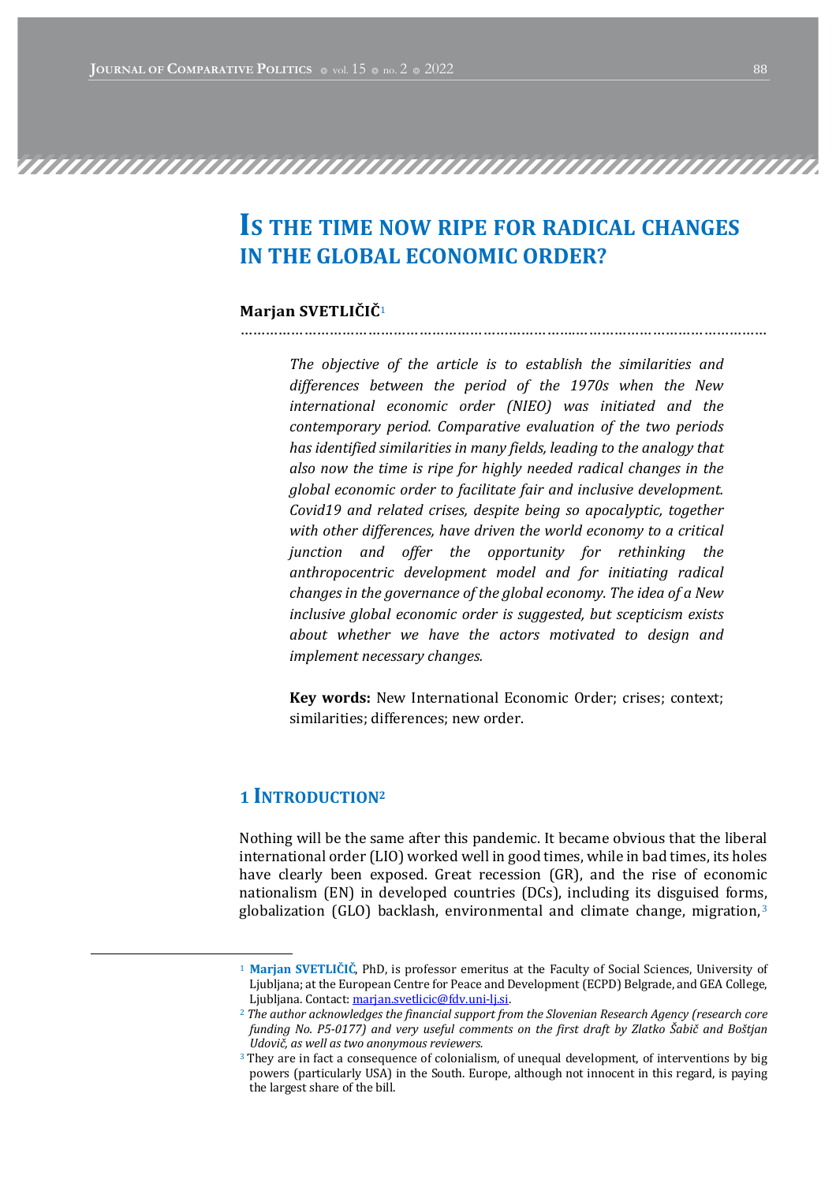# Is the time now ripe for radical changes in the global economic order?

**Marjan SVETLIČIČ**[1]

*The objective of the article is to establish the similarities and differences between the period of the 1970s when the New international economic order (NIEO) was initiated and the contemporary period. Comparative evaluation of the two periods has identified similarities in many fields, leading to the analogy that also now the time is ripe for highly needed radical changes in the global economic order to facilitate fair and inclusive development. Covid19 and related crises, despite being so apocalyptic, together with other differences, have driven the world economy to a critical junction and offer the opportunity for rethinking the anthropocentric development model and for initiating radical changes in the governance of the global economy. The idea of a New inclusive global economic order is suggested, but scepticism exists about whether we have the actors motivated to design and implement necessary changes.*

**Key words:** New International Economic Order; crises; context; similarities; differences; new order.

## 1 Introduction[2]

Nothing will be the same after this pandemic. It became obvious that the liberal international order (LIO) worked well in good times, while in bad times, its holes have clearly been exposed. Great recession (GR), and the rise of economic nationalism (EN) in developed countries (DCs), including its disguised forms, globalization (GLO) backlash, environmental and climate change, migration,[3]

---

[1] **Marjan SVETLIČIČ**, PhD, is professor emeritus at the Faculty of Social Sciences, University of Ljubljana; at the European Centre for Peace and Development (ECPD) Belgrade, and GEA College, Ljubljana. Contact: marjan.svetlicic@fdv.uni-lj.si.

[2] *The author acknowledges the financial support from the Slovenian Research Agency (research core funding No. P5-0177) and very useful comments on the first draft by Zlatko Šabič and Boštjan Udovič, as well as two anonymous reviewers.*

[3] They are in fact a consequence of colonialism, of unequal development, of interventions by big powers (particularly USA) in the South. Europe, although not innocent in this regard, is paying the largest share of the bill.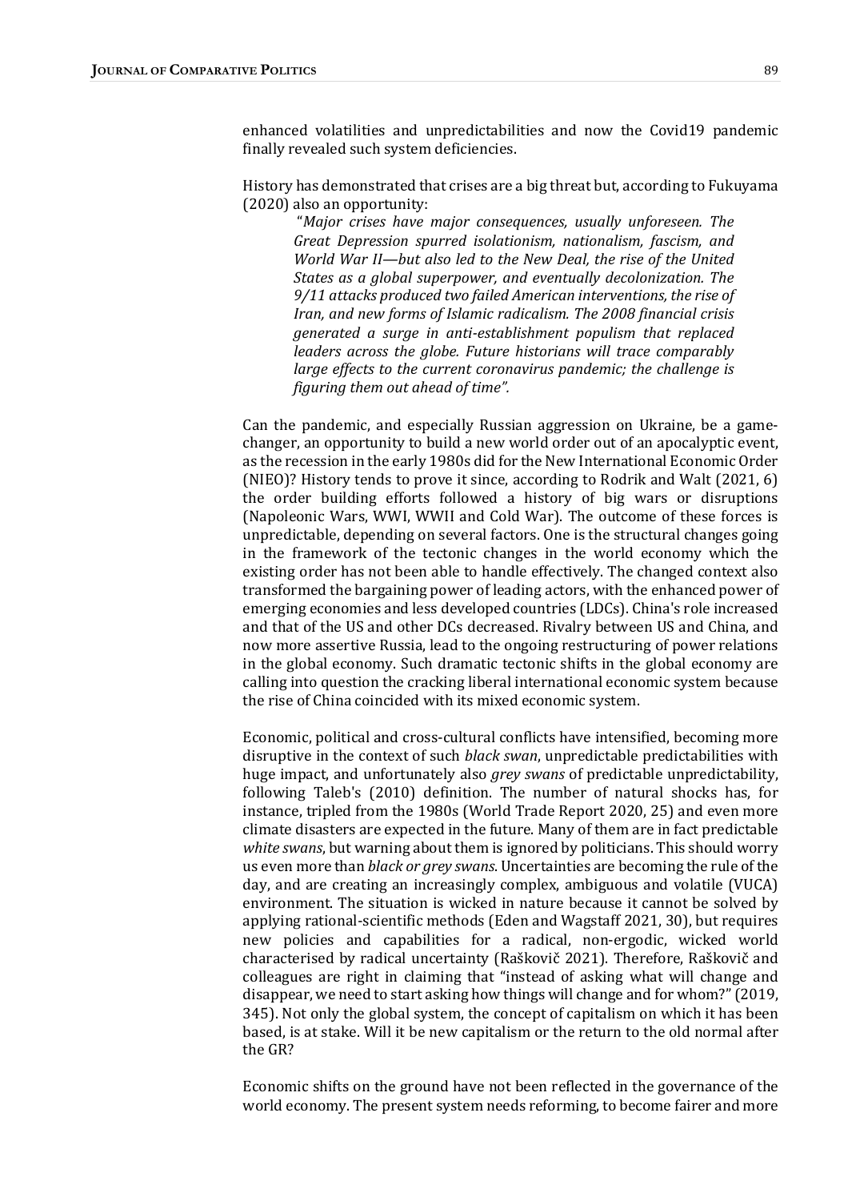enhanced volatilities and unpredictabilities and now the Covid19 pandemic finally revealed such system deficiencies.

History has demonstrated that crises are a big threat but, according to Fukuyama (2020) also an opportunity:

> "*Major crises have major consequences, usually unforeseen. The Great Depression spurred isolationism, nationalism, fascism, and World War II—but also led to the New Deal, the rise of the United States as a global superpower, and eventually decolonization. The 9/11 attacks produced two failed American interventions, the rise of Iran, and new forms of Islamic radicalism. The 2008 financial crisis generated a surge in anti-establishment populism that replaced leaders across the globe. Future historians will trace comparably large effects to the current coronavirus pandemic; the challenge is figuring them out ahead of time".*

Can the pandemic, and especially Russian aggression on Ukraine, be a game-changer, an opportunity to build a new world order out of an apocalyptic event, as the recession in the early 1980s did for the New International Economic Order (NIEO)? History tends to prove it since, according to Rodrik and Walt (2021, 6) the order building efforts followed a history of big wars or disruptions (Napoleonic Wars, WWI, WWII and Cold War). The outcome of these forces is unpredictable, depending on several factors. One is the structural changes going in the framework of the tectonic changes in the world economy which the existing order has not been able to handle effectively. The changed context also transformed the bargaining power of leading actors, with the enhanced power of emerging economies and less developed countries (LDCs). China's role increased and that of the US and other DCs decreased. Rivalry between US and China, and now more assertive Russia, lead to the ongoing restructuring of power relations in the global economy. Such dramatic tectonic shifts in the global economy are calling into question the cracking liberal international economic system because the rise of China coincided with its mixed economic system.

Economic, political and cross-cultural conflicts have intensified, becoming more disruptive in the context of such *black swan*, unpredictable predictabilities with huge impact, and unfortunately also *grey swans* of predictable unpredictability, following Taleb's (2010) definition. The number of natural shocks has, for instance, tripled from the 1980s (World Trade Report 2020, 25) and even more climate disasters are expected in the future. Many of them are in fact predictable *white swans*, but warning about them is ignored by politicians. This should worry us even more than *black or grey swans*. Uncertainties are becoming the rule of the day, and are creating an increasingly complex, ambiguous and volatile (VUCA) environment. The situation is wicked in nature because it cannot be solved by applying rational-scientific methods (Eden and Wagstaff 2021, 30), but requires new policies and capabilities for a radical, non-ergodic, wicked world characterised by radical uncertainty (Raškovič 2021). Therefore, Raškovič and colleagues are right in claiming that "instead of asking what will change and disappear, we need to start asking how things will change and for whom?" (2019, 345). Not only the global system, the concept of capitalism on which it has been based, is at stake. Will it be new capitalism or the return to the old normal after the GR?

Economic shifts on the ground have not been reflected in the governance of the world economy. The present system needs reforming, to become fairer and more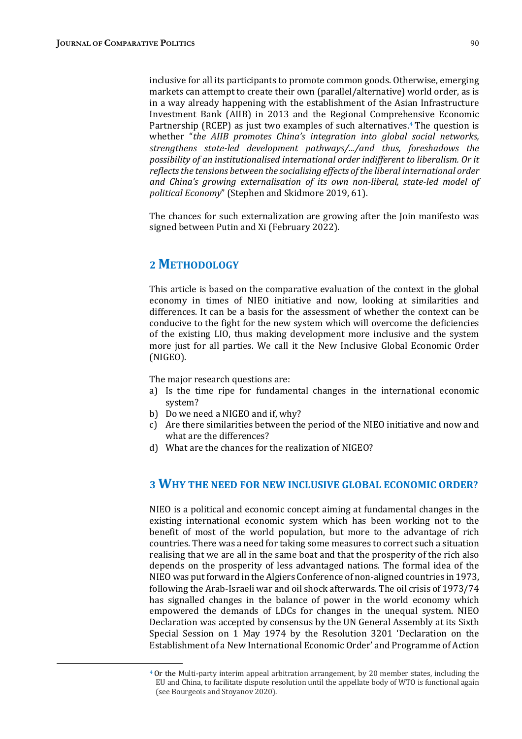inclusive for all its participants to promote common goods. Otherwise, emerging markets can attempt to create their own (parallel/alternative) world order, as is in a way already happening with the establishment of the Asian Infrastructure Investment Bank (AIIB) in 2013 and the Regional Comprehensive Economic Partnership (RCEP) as just two examples of such alternatives.[4] The question is whether "*the AIIB promotes China's integration into global social networks, strengthens state-led development pathways/.../and thus, foreshadows the possibility of an institutionalised international order indifferent to liberalism. Or it reflects the tensions between the socialising effects of the liberal international order and China's growing externalisation of its own non-liberal, state-led model of political Economy*" (Stephen and Skidmore 2019, 61).

The chances for such externalization are growing after the Join manifesto was signed between Putin and Xi (February 2022).

## 2 Methodology

This article is based on the comparative evaluation of the context in the global economy in times of NIEO initiative and now, looking at similarities and differences. It can be a basis for the assessment of whether the context can be conducive to the fight for the new system which will overcome the deficiencies of the existing LIO, thus making development more inclusive and the system more just for all parties. We call it the New Inclusive Global Economic Order (NIGEO).

The major research questions are:

a) Is the time ripe for fundamental changes in the international economic system?
b) Do we need a NIGEO and if, why?
c) Are there similarities between the period of the NIEO initiative and now and what are the differences?
d) What are the chances for the realization of NIGEO?

## 3 Why the Need for New Inclusive Global Economic Order?

NIEO is a political and economic concept aiming at fundamental changes in the existing international economic system which has been working not to the benefit of most of the world population, but more to the advantage of rich countries. There was a need for taking some measures to correct such a situation realising that we are all in the same boat and that the prosperity of the rich also depends on the prosperity of less advantaged nations. The formal idea of the NIEO was put forward in the Algiers Conference of non-aligned countries in 1973, following the Arab-Israeli war and oil shock afterwards. The oil crisis of 1973/74 has signalled changes in the balance of power in the world economy which empowered the demands of LDCs for changes in the unequal system. NIEO Declaration was accepted by consensus by the UN General Assembly at its Sixth Special Session on 1 May 1974 by the Resolution 3201 'Declaration on the Establishment of a New International Economic Order' and Programme of Action

[4] Or the Multi-party interim appeal arbitration arrangement, by 20 member states, including the EU and China, to facilitate dispute resolution until the appellate body of WTO is functional again (see Bourgeois and Stoyanov 2020).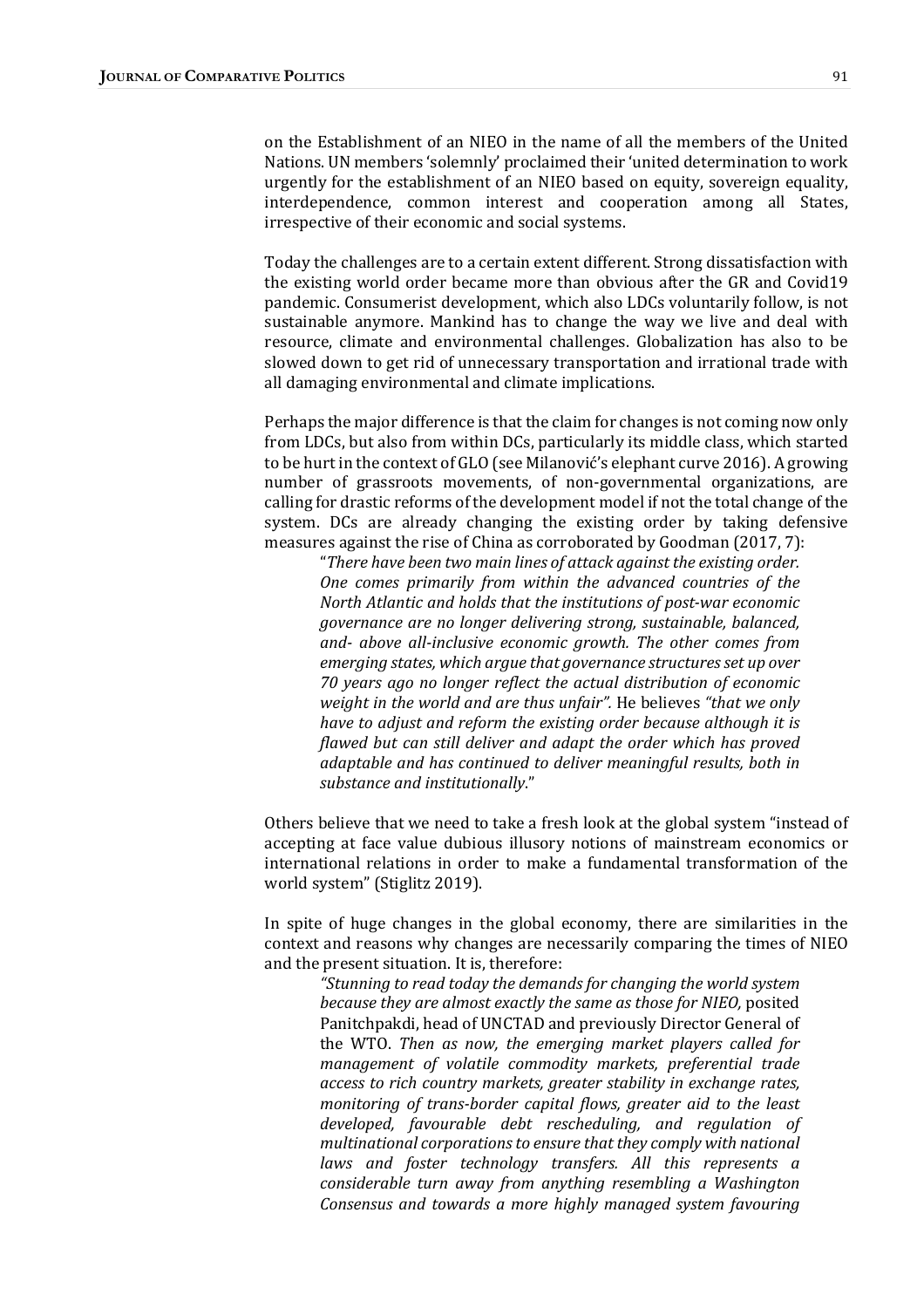on the Establishment of an NIEO in the name of all the members of the United Nations. UN members 'solemnly' proclaimed their 'united determination to work urgently for the establishment of an NIEO based on equity, sovereign equality, interdependence, common interest and cooperation among all States, irrespective of their economic and social systems.

Today the challenges are to a certain extent different. Strong dissatisfaction with the existing world order became more than obvious after the GR and Covid19 pandemic. Consumerist development, which also LDCs voluntarily follow, is not sustainable anymore. Mankind has to change the way we live and deal with resource, climate and environmental challenges. Globalization has also to be slowed down to get rid of unnecessary transportation and irrational trade with all damaging environmental and climate implications.

Perhaps the major difference is that the claim for changes is not coming now only from LDCs, but also from within DCs, particularly its middle class, which started to be hurt in the context of GLO (see Milanović's elephant curve 2016). A growing number of grassroots movements, of non-governmental organizations, are calling for drastic reforms of the development model if not the total change of the system. DCs are already changing the existing order by taking defensive measures against the rise of China as corroborated by Goodman (2017, 7):

> "*There have been two main lines of attack against the existing order. One comes primarily from within the advanced countries of the North Atlantic and holds that the institutions of post-war economic governance are no longer delivering strong, sustainable, balanced, and- above all-inclusive economic growth. The other comes from emerging states, which argue that governance structures set up over 70 years ago no longer reflect the actual distribution of economic weight in the world and are thus unfair".* He believes *"that we only have to adjust and reform the existing order because although it is flawed but can still deliver and adapt the order which has proved adaptable and has continued to deliver meaningful results, both in substance and institutionally*."

Others believe that we need to take a fresh look at the global system "instead of accepting at face value dubious illusory notions of mainstream economics or international relations in order to make a fundamental transformation of the world system" (Stiglitz 2019).

In spite of huge changes in the global economy, there are similarities in the context and reasons why changes are necessarily comparing the times of NIEO and the present situation. It is, therefore:

> *"Stunning to read today the demands for changing the world system because they are almost exactly the same as those for NIEO,* posited Panitchpakdi, head of UNCTAD and previously Director General of the WTO. *Then as now, the emerging market players called for management of volatile commodity markets, preferential trade access to rich country markets, greater stability in exchange rates, monitoring of trans-border capital flows, greater aid to the least developed, favourable debt rescheduling, and regulation of multinational corporations to ensure that they comply with national laws and foster technology transfers. All this represents a considerable turn away from anything resembling a Washington Consensus and towards a more highly managed system favouring*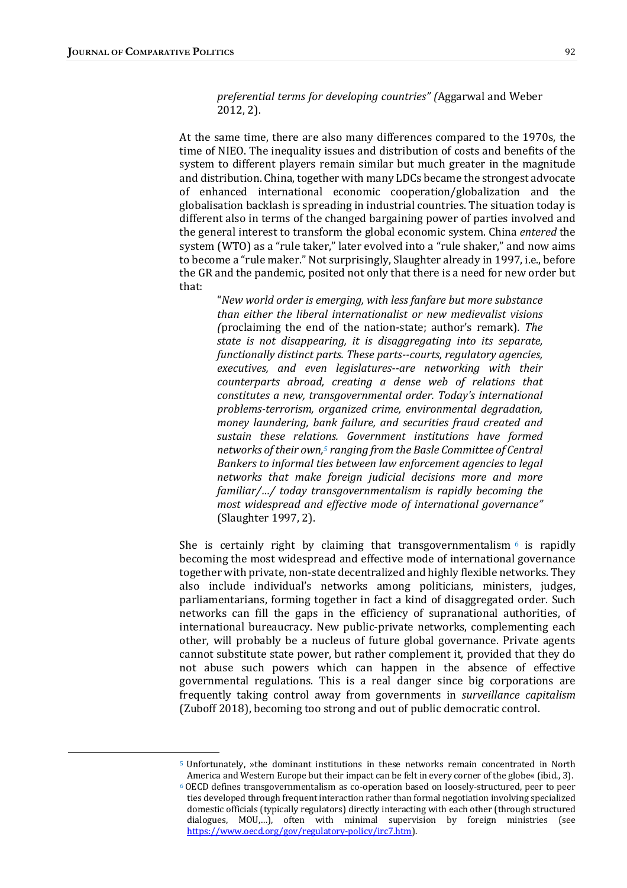> *preferential terms for developing countries" (*Aggarwal and Weber 2012, 2).

At the same time, there are also many differences compared to the 1970s, the time of NIEO. The inequality issues and distribution of costs and benefits of the system to different players remain similar but much greater in the magnitude and distribution. China, together with many LDCs became the strongest advocate of enhanced international economic cooperation/globalization and the globalisation backlash is spreading in industrial countries. The situation today is different also in terms of the changed bargaining power of parties involved and the general interest to transform the global economic system. China *entered* the system (WTO) as a "rule taker," later evolved into a "rule shaker," and now aims to become a "rule maker." Not surprisingly, Slaughter already in 1997, i.e., before the GR and the pandemic, posited not only that there is a need for new order but that:

> "*New world order is emerging, with less fanfare but more substance than either the liberal internationalist or new medievalist visions (*proclaiming the end of the nation-state; author's remark)*. The state is not disappearing, it is disaggregating into its separate, functionally distinct parts. These parts--courts, regulatory agencies, executives, and even legislatures--are networking with their counterparts abroad, creating a dense web of relations that constitutes a new, transgovernmental order. Today's international problems-terrorism, organized crime, environmental degradation, money laundering, bank failure, and securities fraud created and sustain these relations. Government institutions have formed networks of their own,*[5] *ranging from the Basle Committee of Central Bankers to informal ties between law enforcement agencies to legal networks that make foreign judicial decisions more and more familiar/…/ today transgovernmentalism is rapidly becoming the most widespread and effective mode of international governance"* (Slaughter 1997, 2).

She is certainly right by claiming that transgovernmentalism [6] is rapidly becoming the most widespread and effective mode of international governance together with private, non-state decentralized and highly flexible networks. They also include individual's networks among politicians, ministers, judges, parliamentarians, forming together in fact a kind of disaggregated order. Such networks can fill the gaps in the efficiency of supranational authorities, of international bureaucracy. New public-private networks, complementing each other, will probably be a nucleus of future global governance. Private agents cannot substitute state power, but rather complement it, provided that they do not abuse such powers which can happen in the absence of effective governmental regulations. This is a real danger since big corporations are frequently taking control away from governments in *surveillance capitalism* (Zuboff 2018), becoming too strong and out of public democratic control.

---

[5] Unfortunately, »the dominant institutions in these networks remain concentrated in North America and Western Europe but their impact can be felt in every corner of the globe« (ibid., 3).

[6] OECD defines transgovernmentalism as co-operation based on loosely-structured, peer to peer ties developed through frequent interaction rather than formal negotiation involving specialized domestic officials (typically regulators) directly interacting with each other (through structured dialogues, MOU,…), often with minimal supervision by foreign ministries (see https://www.oecd.org/gov/regulatory-policy/irc7.htm).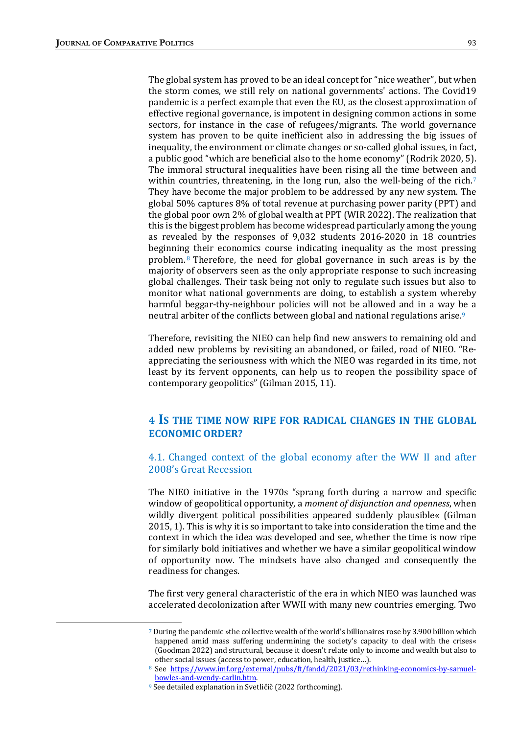The global system has proved to be an ideal concept for "nice weather", but when the storm comes, we still rely on national governments' actions. The Covid19 pandemic is a perfect example that even the EU, as the closest approximation of effective regional governance, is impotent in designing common actions in some sectors, for instance in the case of refugees/migrants. The world governance system has proven to be quite inefficient also in addressing the big issues of inequality, the environment or climate changes or so-called global issues, in fact, a public good "which are beneficial also to the home economy" (Rodrik 2020, 5). The immoral structural inequalities have been rising all the time between and within countries, threatening, in the long run, also the well-being of the rich.[7] They have become the major problem to be addressed by any new system. The global 50% captures 8% of total revenue at purchasing power parity (PPT) and the global poor own 2% of global wealth at PPT (WIR 2022). The realization that this is the biggest problem has become widespread particularly among the young as revealed by the responses of 9,032 students 2016-2020 in 18 countries beginning their economics course indicating inequality as the most pressing problem.[8] Therefore, the need for global governance in such areas is by the majority of observers seen as the only appropriate response to such increasing global challenges. Their task being not only to regulate such issues but also to monitor what national governments are doing, to establish a system whereby harmful beggar-thy-neighbour policies will not be allowed and in a way be a neutral arbiter of the conflicts between global and national regulations arise.[9]

Therefore, revisiting the NIEO can help find new answers to remaining old and added new problems by revisiting an abandoned, or failed, road of NIEO. "Re-appreciating the seriousness with which the NIEO was regarded in its time, not least by its fervent opponents, can help us to reopen the possibility space of contemporary geopolitics" (Gilman 2015, 11).

## 4 Is the time now ripe for radical changes in the global economic order?

### 4.1. Changed context of the global economy after the WW II and after 2008's Great Recession

The NIEO initiative in the 1970s "sprang forth during a narrow and specific window of geopolitical opportunity, a *moment of disjunction and openness*, when wildly divergent political possibilities appeared suddenly plausible« (Gilman 2015, 1). This is why it is so important to take into consideration the time and the context in which the idea was developed and see, whether the time is now ripe for similarly bold initiatives and whether we have a similar geopolitical window of opportunity now. The mindsets have also changed and consequently the readiness for changes.

The first very general characteristic of the era in which NIEO was launched was accelerated decolonization after WWII with many new countries emerging. Two

---

[7] During the pandemic »the collective wealth of the world's billionaires rose by 3.900 billion which happened amid mass suffering undermining the society's capacity to deal with the crises« (Goodman 2022) and structural, because it doesn't relate only to income and wealth but also to other social issues (access to power, education, health, justice…).

[8] See https://www.imf.org/external/pubs/ft/fandd/2021/03/rethinking-economics-by-samuel-bowles-and-wendy-carlin.htm.

[9] See detailed explanation in Svetličič (2022 forthcoming).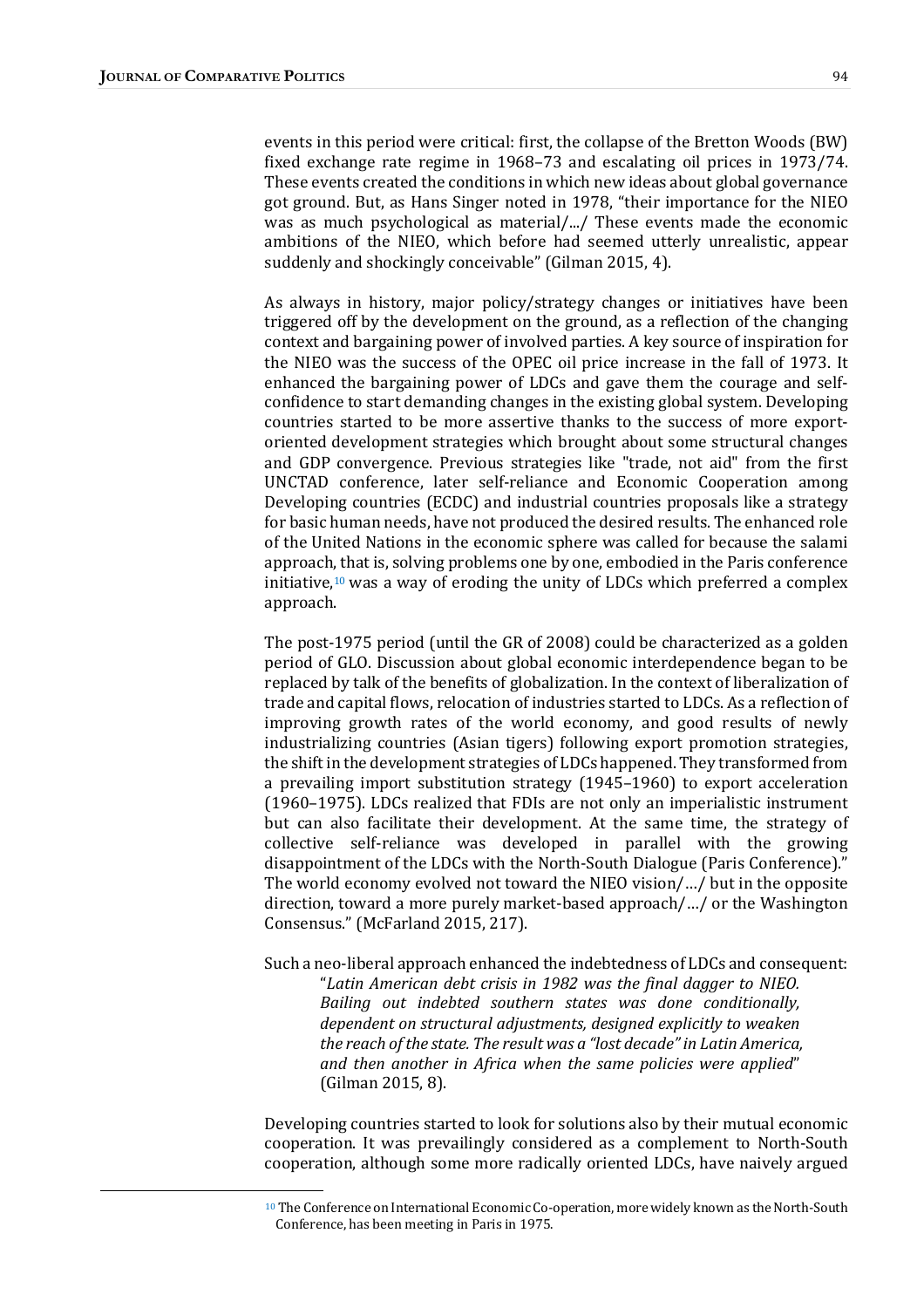events in this period were critical: first, the collapse of the Bretton Woods (BW) fixed exchange rate regime in 1968–73 and escalating oil prices in 1973/74. These events created the conditions in which new ideas about global governance got ground. But, as Hans Singer noted in 1978, "their importance for the NIEO was as much psychological as material/.../ These events made the economic ambitions of the NIEO, which before had seemed utterly unrealistic, appear suddenly and shockingly conceivable" (Gilman 2015, 4).

As always in history, major policy/strategy changes or initiatives have been triggered off by the development on the ground, as a reflection of the changing context and bargaining power of involved parties. A key source of inspiration for the NIEO was the success of the OPEC oil price increase in the fall of 1973. It enhanced the bargaining power of LDCs and gave them the courage and self-confidence to start demanding changes in the existing global system. Developing countries started to be more assertive thanks to the success of more export-oriented development strategies which brought about some structural changes and GDP convergence. Previous strategies like "trade, not aid" from the first UNCTAD conference, later self-reliance and Economic Cooperation among Developing countries (ECDC) and industrial countries proposals like a strategy for basic human needs, have not produced the desired results. The enhanced role of the United Nations in the economic sphere was called for because the salami approach, that is, solving problems one by one, embodied in the Paris conference initiative,[10] was a way of eroding the unity of LDCs which preferred a complex approach.

The post-1975 period (until the GR of 2008) could be characterized as a golden period of GLO. Discussion about global economic interdependence began to be replaced by talk of the benefits of globalization. In the context of liberalization of trade and capital flows, relocation of industries started to LDCs. As a reflection of improving growth rates of the world economy, and good results of newly industrializing countries (Asian tigers) following export promotion strategies, the shift in the development strategies of LDCs happened. They transformed from a prevailing import substitution strategy (1945–1960) to export acceleration (1960–1975). LDCs realized that FDIs are not only an imperialistic instrument but can also facilitate their development. At the same time, the strategy of collective self-reliance was developed in parallel with the growing disappointment of the LDCs with the North-South Dialogue (Paris Conference)." The world economy evolved not toward the NIEO vision/…/ but in the opposite direction, toward a more purely market-based approach/…/ or the Washington Consensus." (McFarland 2015, 217).

Such a neo-liberal approach enhanced the indebtedness of LDCs and consequent:

> "*Latin American debt crisis in 1982 was the final dagger to NIEO. Bailing out indebted southern states was done conditionally, dependent on structural adjustments, designed explicitly to weaken the reach of the state. The result was a "lost decade" in Latin America, and then another in Africa when the same policies were applied*" (Gilman 2015, 8).

Developing countries started to look for solutions also by their mutual economic cooperation. It was prevailingly considered as a complement to North-South cooperation, although some more radically oriented LDCs, have naively argued

[10] The Conference on International Economic Co-operation, more widely known as the North-South Conference, has been meeting in Paris in 1975.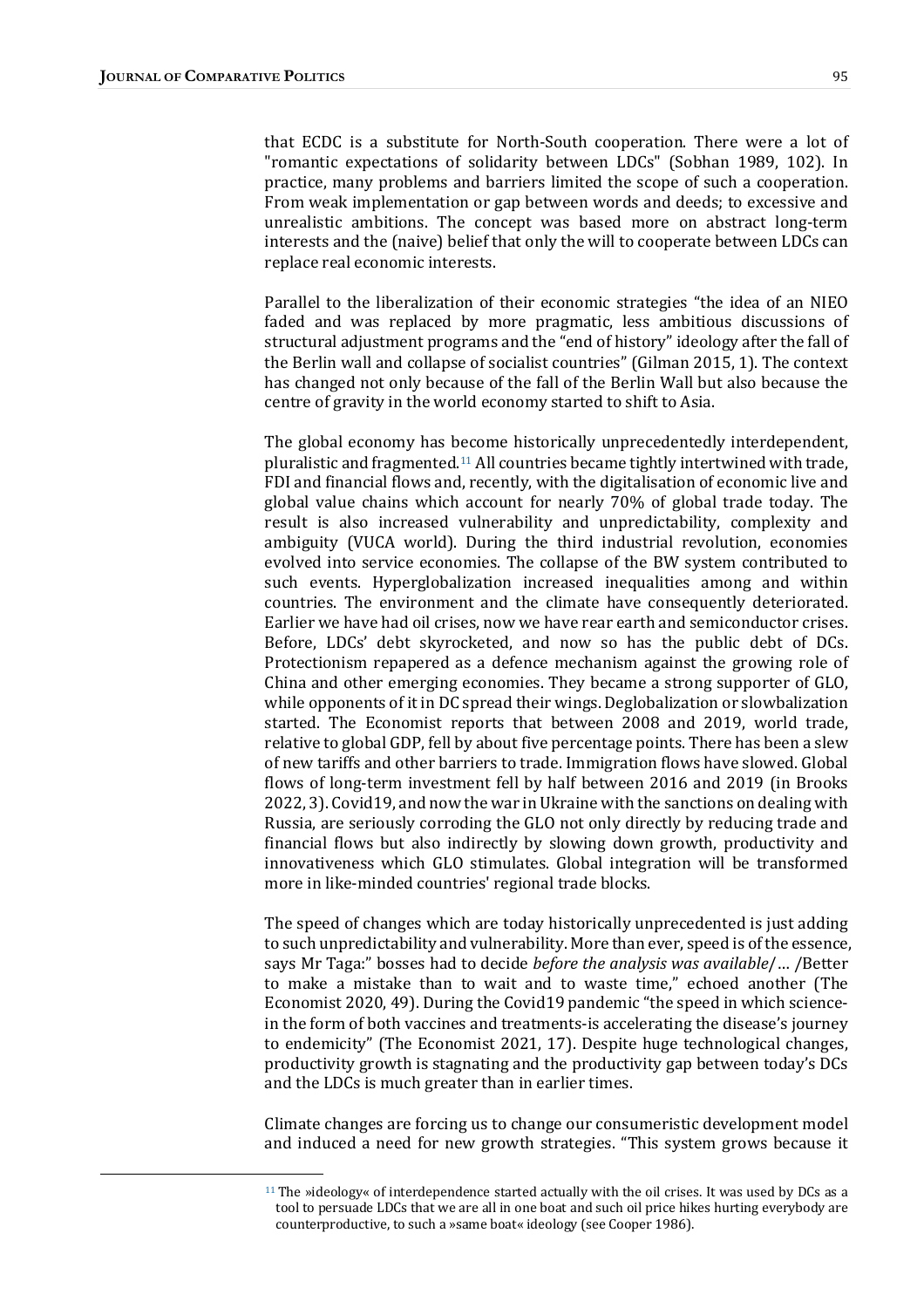that ECDC is a substitute for North-South cooperation. There were a lot of "romantic expectations of solidarity between LDCs" (Sobhan 1989, 102). In practice, many problems and barriers limited the scope of such a cooperation. From weak implementation or gap between words and deeds; to excessive and unrealistic ambitions. The concept was based more on abstract long-term interests and the (naive) belief that only the will to cooperate between LDCs can replace real economic interests.

Parallel to the liberalization of their economic strategies "the idea of an NIEO faded and was replaced by more pragmatic, less ambitious discussions of structural adjustment programs and the "end of history" ideology after the fall of the Berlin wall and collapse of socialist countries" (Gilman 2015, 1). The context has changed not only because of the fall of the Berlin Wall but also because the centre of gravity in the world economy started to shift to Asia.

The global economy has become historically unprecedentedly interdependent, pluralistic and fragmented.[11] All countries became tightly intertwined with trade, FDI and financial flows and, recently, with the digitalisation of economic live and global value chains which account for nearly 70% of global trade today. The result is also increased vulnerability and unpredictability, complexity and ambiguity (VUCA world). During the third industrial revolution, economies evolved into service economies. The collapse of the BW system contributed to such events. Hyperglobalization increased inequalities among and within countries. The environment and the climate have consequently deteriorated. Earlier we have had oil crises, now we have rear earth and semiconductor crises. Before, LDCs' debt skyrocketed, and now so has the public debt of DCs. Protectionism repapered as a defence mechanism against the growing role of China and other emerging economies. They became a strong supporter of GLO, while opponents of it in DC spread their wings. Deglobalization or slowbalization started. The Economist reports that between 2008 and 2019, world trade, relative to global GDP, fell by about five percentage points. There has been a slew of new tariffs and other barriers to trade. Immigration flows have slowed. Global flows of long-term investment fell by half between 2016 and 2019 (in Brooks 2022, 3). Covid19, and now the war in Ukraine with the sanctions on dealing with Russia, are seriously corroding the GLO not only directly by reducing trade and financial flows but also indirectly by slowing down growth, productivity and innovativeness which GLO stimulates. Global integration will be transformed more in like-minded countries' regional trade blocks.

The speed of changes which are today historically unprecedented is just adding to such unpredictability and vulnerability. More than ever, speed is of the essence, says Mr Taga:" bosses had to decide *before the analysis was available*/… /Better to make a mistake than to wait and to waste time," echoed another (The Economist 2020, 49). During the Covid19 pandemic "the speed in which science-in the form of both vaccines and treatments-is accelerating the disease's journey to endemicity" (The Economist 2021, 17). Despite huge technological changes, productivity growth is stagnating and the productivity gap between today's DCs and the LDCs is much greater than in earlier times.

Climate changes are forcing us to change our consumeristic development model and induced a need for new growth strategies. "This system grows because it

[11] The »ideology« of interdependence started actually with the oil crises. It was used by DCs as a tool to persuade LDCs that we are all in one boat and such oil price hikes hurting everybody are counterproductive, to such a »same boat« ideology (see Cooper 1986).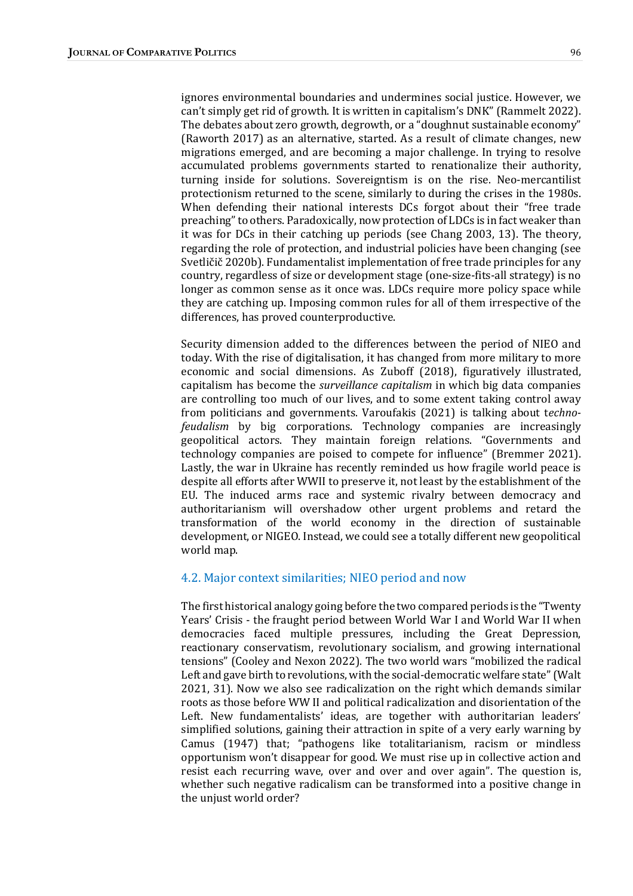ignores environmental boundaries and undermines social justice. However, we can't simply get rid of growth. It is written in capitalism's DNK" (Rammelt 2022). The debates about zero growth, degrowth, or a "doughnut sustainable economy" (Raworth 2017) as an alternative, started. As a result of climate changes, new migrations emerged, and are becoming a major challenge. In trying to resolve accumulated problems governments started to renationalize their authority, turning inside for solutions. Sovereigntism is on the rise. Neo-mercantilist protectionism returned to the scene, similarly to during the crises in the 1980s. When defending their national interests DCs forgot about their "free trade preaching" to others. Paradoxically, now protection of LDCs is in fact weaker than it was for DCs in their catching up periods (see Chang 2003, 13). The theory, regarding the role of protection, and industrial policies have been changing (see Svetličič 2020b). Fundamentalist implementation of free trade principles for any country, regardless of size or development stage (one-size-fits-all strategy) is no longer as common sense as it once was. LDCs require more policy space while they are catching up. Imposing common rules for all of them irrespective of the differences, has proved counterproductive.

Security dimension added to the differences between the period of NIEO and today. With the rise of digitalisation, it has changed from more military to more economic and social dimensions. As Zuboff (2018), figuratively illustrated, capitalism has become the *surveillance capitalism* in which big data companies are controlling too much of our lives, and to some extent taking control away from politicians and governments. Varoufakis (2021) is talking about t*echno-feudalism* by big corporations. Technology companies are increasingly geopolitical actors. They maintain foreign relations. "Governments and technology companies are poised to compete for influence" (Bremmer 2021). Lastly, the war in Ukraine has recently reminded us how fragile world peace is despite all efforts after WWII to preserve it, not least by the establishment of the EU. The induced arms race and systemic rivalry between democracy and authoritarianism will overshadow other urgent problems and retard the transformation of the world economy in the direction of sustainable development, or NIGEO. Instead, we could see a totally different new geopolitical world map.

### 4.2. Major context similarities; NIEO period and now

The first historical analogy going before the two compared periods is the "Twenty Years' Crisis - the fraught period between World War I and World War II when democracies faced multiple pressures, including the Great Depression, reactionary conservatism, revolutionary socialism, and growing international tensions" (Cooley and Nexon 2022). The two world wars "mobilized the radical Left and gave birth to revolutions, with the social-democratic welfare state" (Walt 2021, 31). Now we also see radicalization on the right which demands similar roots as those before WW II and political radicalization and disorientation of the Left. New fundamentalists' ideas, are together with authoritarian leaders' simplified solutions, gaining their attraction in spite of a very early warning by Camus (1947) that; "pathogens like totalitarianism, racism or mindless opportunism won't disappear for good. We must rise up in collective action and resist each recurring wave, over and over and over again". The question is, whether such negative radicalism can be transformed into a positive change in the unjust world order?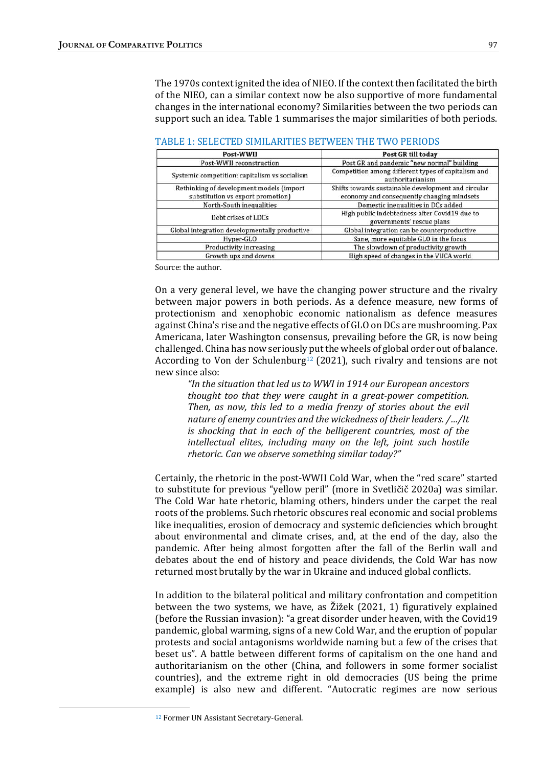The 1970s context ignited the idea of NIEO. If the context then facilitated the birth of the NIEO, can a similar context now be also supportive of more fundamental changes in the international economy? Similarities between the two periods can support such an idea. Table 1 summarises the major similarities of both periods.

TABLE 1: SELECTED SIMILARITIES BETWEEN THE TWO PERIODS

| Post-WWII | Post GR till today |
|---|---|
| Post-WWII reconstruction | Post GR and pandemic "new normal" building |
| Systemic competition: capitalism vs socialism | Competition among different types of capitalism and authoritarianism |
| Rethinking of development models (import substitution vs export promotion) | Shifts towards sustainable development and circular economy and consequently changing mindsets |
| North-South inequalities | Domestic inequalities in DCs added |
| Debt crises of LDCs | High public indebtedness after Covid19 due to governments' rescue plans |
| Global integration developmentally productive | Global integration can be counterproductive |
| Hyper-GLO | Sane, more equitable GLO in the focus |
| Productivity increasing | The slowdown of productivity growth |
| Growth ups and downs | High speed of changes in the VUCA world |

Source: the author.

On a very general level, we have the changing power structure and the rivalry between major powers in both periods. As a defence measure, new forms of protectionism and xenophobic economic nationalism as defence measures against China's rise and the negative effects of GLO on DCs are mushrooming. Pax Americana, later Washington consensus, prevailing before the GR, is now being challenged. China has now seriously put the wheels of global order out of balance. According to Von der Schulenburg[12] (2021), such rivalry and tensions are not new since also:

> *"In the situation that led us to WWI in 1914 our European ancestors thought too that they were caught in a great-power competition. Then, as now, this led to a media frenzy of stories about the evil nature of enemy countries and the wickedness of their leaders. /…/It is shocking that in each of the belligerent countries, most of the intellectual elites, including many on the left, joint such hostile rhetoric. Can we observe something similar today?"*

Certainly, the rhetoric in the post-WWII Cold War, when the "red scare" started to substitute for previous "yellow peril" (more in Svetličič 2020a) was similar. The Cold War hate rhetoric, blaming others, hinders under the carpet the real roots of the problems. Such rhetoric obscures real economic and social problems like inequalities, erosion of democracy and systemic deficiencies which brought about environmental and climate crises, and, at the end of the day, also the pandemic. After being almost forgotten after the fall of the Berlin wall and debates about the end of history and peace dividends, the Cold War has now returned most brutally by the war in Ukraine and induced global conflicts.

In addition to the bilateral political and military confrontation and competition between the two systems, we have, as Žižek (2021, 1) figuratively explained (before the Russian invasion): "a great disorder under heaven, with the Covid19 pandemic, global warming, signs of a new Cold War, and the eruption of popular protests and social antagonisms worldwide naming but a few of the crises that beset us". A battle between different forms of capitalism on the one hand and authoritarianism on the other (China, and followers in some former socialist countries), and the extreme right in old democracies (US being the prime example) is also new and different. "Autocratic regimes are now serious

[12] Former UN Assistant Secretary-General.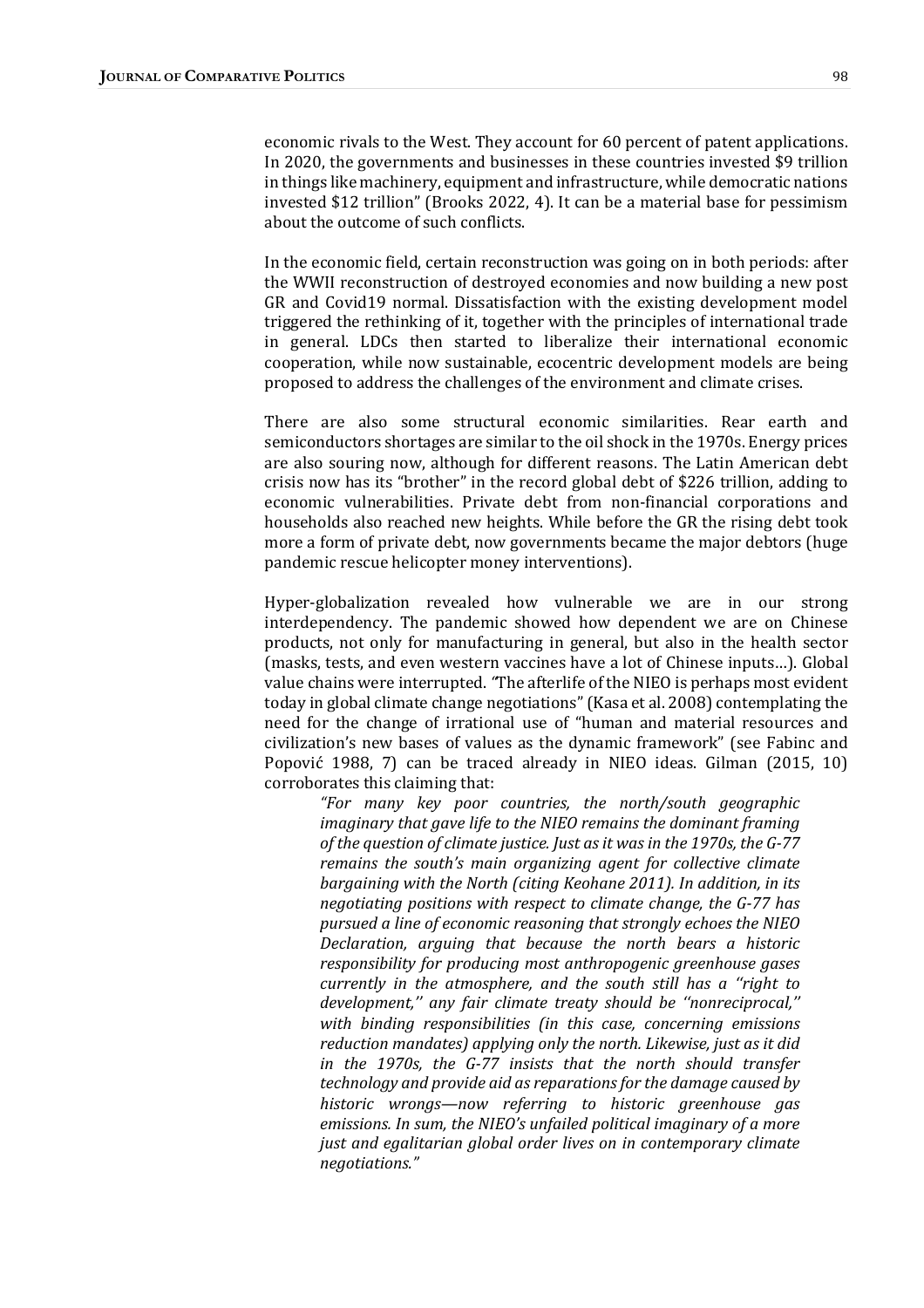economic rivals to the West. They account for 60 percent of patent applications. In 2020, the governments and businesses in these countries invested $9 trillion in things like machinery, equipment and infrastructure, while democratic nations invested $12 trillion" (Brooks 2022, 4). It can be a material base for pessimism about the outcome of such conflicts.

In the economic field, certain reconstruction was going on in both periods: after the WWII reconstruction of destroyed economies and now building a new post GR and Covid19 normal. Dissatisfaction with the existing development model triggered the rethinking of it, together with the principles of international trade in general. LDCs then started to liberalize their international economic cooperation, while now sustainable, ecocentric development models are being proposed to address the challenges of the environment and climate crises.

There are also some structural economic similarities. Rear earth and semiconductors shortages are similar to the oil shock in the 1970s. Energy prices are also souring now, although for different reasons. The Latin American debt crisis now has its "brother" in the record global debt of $226 trillion, adding to economic vulnerabilities. Private debt from non-financial corporations and households also reached new heights. While before the GR the rising debt took more a form of private debt, now governments became the major debtors (huge pandemic rescue helicopter money interventions).

Hyper-globalization revealed how vulnerable we are in our strong interdependency. The pandemic showed how dependent we are on Chinese products, not only for manufacturing in general, but also in the health sector (masks, tests, and even western vaccines have a lot of Chinese inputs…). Global value chains were interrupted. "The afterlife of the NIEO is perhaps most evident today in global climate change negotiations" (Kasa et al. 2008) contemplating the need for the change of irrational use of "human and material resources and civilization's new bases of values as the dynamic framework" (see Fabinc and Popović 1988, 7) can be traced already in NIEO ideas. Gilman (2015, 10) corroborates this claiming that:

> *"For many key poor countries, the north/south geographic imaginary that gave life to the NIEO remains the dominant framing of the question of climate justice. Just as it was in the 1970s, the G-77 remains the south's main organizing agent for collective climate bargaining with the North (citing Keohane 2011). In addition, in its negotiating positions with respect to climate change, the G-77 has pursued a line of economic reasoning that strongly echoes the NIEO Declaration, arguing that because the north bears a historic responsibility for producing most anthropogenic greenhouse gases currently in the atmosphere, and the south still has a ''right to development,'' any fair climate treaty should be ''nonreciprocal,'' with binding responsibilities (in this case, concerning emissions reduction mandates) applying only the north. Likewise, just as it did in the 1970s, the G-77 insists that the north should transfer technology and provide aid as reparations for the damage caused by historic wrongs—now referring to historic greenhouse gas emissions. In sum, the NIEO's unfailed political imaginary of a more just and egalitarian global order lives on in contemporary climate negotiations."*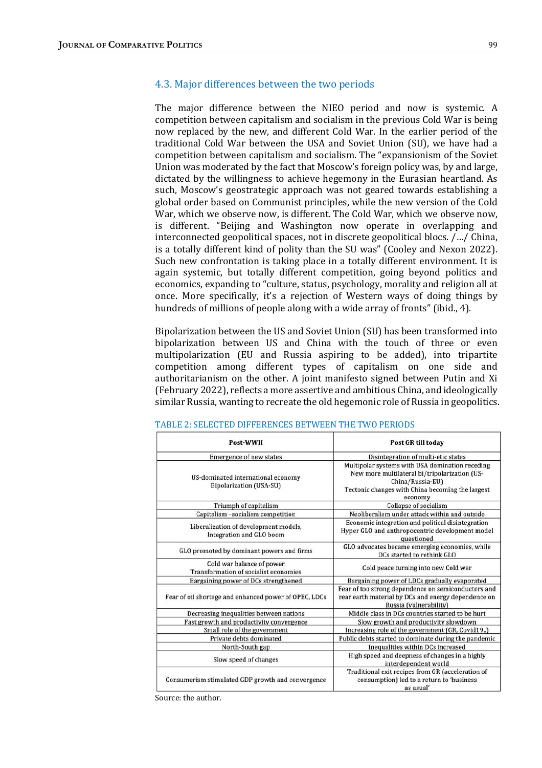## 4.3. Major differences between the two periods

The major difference between the NIEO period and now is systemic. A competition between capitalism and socialism in the previous Cold War is being now replaced by the new, and different Cold War. In the earlier period of the traditional Cold War between the USA and Soviet Union (SU), we have had a competition between capitalism and socialism. The "expansionism of the Soviet Union was moderated by the fact that Moscow's foreign policy was, by and large, dictated by the willingness to achieve hegemony in the Eurasian heartland. As such, Moscow's geostrategic approach was not geared towards establishing a global order based on Communist principles, while the new version of the Cold War, which we observe now, is different. The Cold War, which we observe now, is different. "Beijing and Washington now operate in overlapping and interconnected geopolitical spaces, not in discrete geopolitical blocs. /…/ China, is a totally different kind of polity than the SU was" (Cooley and Nexon 2022). Such new confrontation is taking place in a totally different environment. It is again systemic, but totally different competition, going beyond politics and economics, expanding to "culture, status, psychology, morality and religion all at once. More specifically, it's a rejection of Western ways of doing things by hundreds of millions of people along with a wide array of fronts" (ibid., 4).

Bipolarization between the US and Soviet Union (SU) has been transformed into bipolarization between US and China with the touch of three or even multipolarization (EU and Russia aspiring to be added), into tripartite competition among different types of capitalism on one side and authoritarianism on the other. A joint manifesto signed between Putin and Xi (February 2022), reflects a more assertive and ambitious China, and ideologically similar Russia, wanting to recreate the old hegemonic role of Russia in geopolitics.

TABLE 2: SELECTED DIFFERENCES BETWEEN THE TWO PERIODS

| Post-WWII | Post GR till today |
|---|---|
| Emergence of new states | Disintegration of multi-etic states |
| US-dominated international economy<br>Bipolarization (USA-SU) | Multipolar systems with USA domination receding<br>New more multilateral bi/tripolarization (US-China/Russia-EU)<br>Tectonic changes with China becoming the largest economy |
| Triumph of capitalism | Collapse of socialism |
| Capitalism –socialism competition | Neoliberalism under attack within and outside |
| Liberalization of development models,<br>Integration and GLO boom | Economic integration and political disintegration<br>Hyper GLO and anthropocentric development model questioned |
| GLO promoted by dominant powers and firms | GLO advocates became emerging economies, while DCs started to rethink GLO |
| Cold war balance of power<br>Transformation of socialist economies | Cold peace turning into new Cold war |
| Bargaining power of DCs strengthened | Bargaining power of LDCs gradually evaporated |
| Fear of oil shortage and enhanced power of OPEC, LDCs | Fear of too strong dependence on semiconductors and rear earth material by DCs and energy dependence on Russia (vulnerability) |
| Decreasing inequalities between nations | Middle class in DCs countries started to be hurt |
| Fast growth and productivity convergence | Slow growth and productivity slowdown |
| Small role of the government | Increasing role of the government (GR, Covid19.) |
| Private debts dominated | Public debts started to dominate during the pandemic |
| North-South gap | Inequalities within DCs increased |
| Slow speed of changes | High speed and deepness of changes in a highly interdependent world |
| Consumerism stimulated GDP growth and convergence | Traditional exit recipes from GR (acceleration of consumption) led to a return to 'business as usual' |

Source: the author.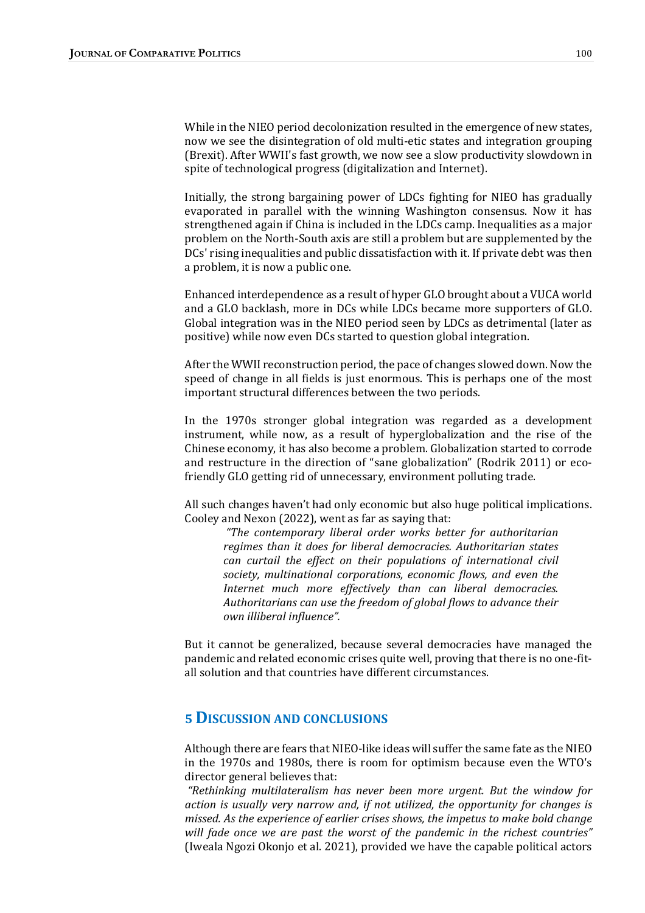While in the NIEO period decolonization resulted in the emergence of new states, now we see the disintegration of old multi-etic states and integration grouping (Brexit). After WWII's fast growth, we now see a slow productivity slowdown in spite of technological progress (digitalization and Internet).

Initially, the strong bargaining power of LDCs fighting for NIEO has gradually evaporated in parallel with the winning Washington consensus. Now it has strengthened again if China is included in the LDCs camp. Inequalities as a major problem on the North-South axis are still a problem but are supplemented by the DCs' rising inequalities and public dissatisfaction with it. If private debt was then a problem, it is now a public one.

Enhanced interdependence as a result of hyper GLO brought about a VUCA world and a GLO backlash, more in DCs while LDCs became more supporters of GLO. Global integration was in the NIEO period seen by LDCs as detrimental (later as positive) while now even DCs started to question global integration.

After the WWII reconstruction period, the pace of changes slowed down. Now the speed of change in all fields is just enormous. This is perhaps one of the most important structural differences between the two periods.

In the 1970s stronger global integration was regarded as a development instrument, while now, as a result of hyperglobalization and the rise of the Chinese economy, it has also become a problem. Globalization started to corrode and restructure in the direction of "sane globalization" (Rodrik 2011) or eco-friendly GLO getting rid of unnecessary, environment polluting trade.

All such changes haven't had only economic but also huge political implications. Cooley and Nexon (2022), went as far as saying that:

> *"The contemporary liberal order works better for authoritarian regimes than it does for liberal democracies. Authoritarian states can curtail the effect on their populations of international civil society, multinational corporations, economic flows, and even the Internet much more effectively than can liberal democracies. Authoritarians can use the freedom of global flows to advance their own illiberal influence".*

But it cannot be generalized, because several democracies have managed the pandemic and related economic crises quite well, proving that there is no one-fit-all solution and that countries have different circumstances.

## 5 Discussion and conclusions

Although there are fears that NIEO-like ideas will suffer the same fate as the NIEO in the 1970s and 1980s, there is room for optimism because even the WTO's director general believes that:

*"Rethinking multilateralism has never been more urgent. But the window for action is usually very narrow and, if not utilized, the opportunity for changes is missed. As the experience of earlier crises shows, the impetus to make bold change will fade once we are past the worst of the pandemic in the richest countries"* (Iweala Ngozi Okonjo et al. 2021), provided we have the capable political actors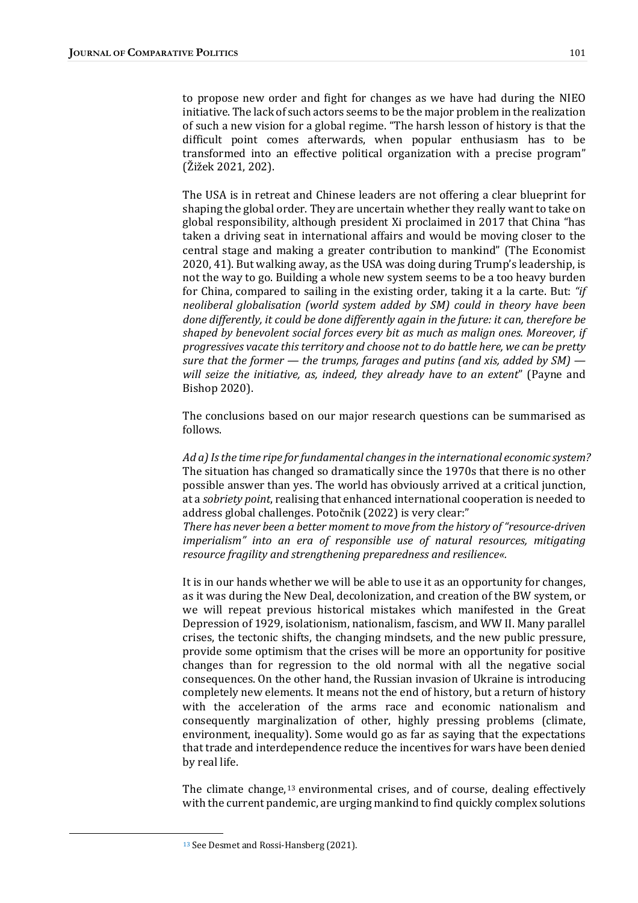to propose new order and fight for changes as we have had during the NIEO initiative. The lack of such actors seems to be the major problem in the realization of such a new vision for a global regime. "The harsh lesson of history is that the difficult point comes afterwards, when popular enthusiasm has to be transformed into an effective political organization with a precise program" (Žižek 2021, 202).

The USA is in retreat and Chinese leaders are not offering a clear blueprint for shaping the global order. They are uncertain whether they really want to take on global responsibility, although president Xi proclaimed in 2017 that China "has taken a driving seat in international affairs and would be moving closer to the central stage and making a greater contribution to mankind" (The Economist 2020, 41). But walking away, as the USA was doing during Trump's leadership, is not the way to go. Building a whole new system seems to be a too heavy burden for China, compared to sailing in the existing order, taking it a la carte. But: *"if neoliberal globalisation (world system added by SM) could in theory have been done differently, it could be done differently again in the future: it can, therefore be shaped by benevolent social forces every bit as much as malign ones. Moreover, if progressives vacate this territory and choose not to do battle here, we can be pretty sure that the former — the trumps, farages and putins (and xis, added by SM) — will seize the initiative, as, indeed, they already have to an extent*" (Payne and Bishop 2020).

The conclusions based on our major research questions can be summarised as follows.

*Ad a) Is the time ripe for fundamental changes in the international economic system?* The situation has changed so dramatically since the 1970s that there is no other possible answer than yes. The world has obviously arrived at a critical junction, at a *sobriety point*, realising that enhanced international cooperation is needed to address global challenges. Potočnik (2022) is very clear:"
*There has never been a better moment to move from the history of "resource-driven imperialism" into an era of responsible use of natural resources, mitigating resource fragility and strengthening preparedness and resilience«.*

It is in our hands whether we will be able to use it as an opportunity for changes, as it was during the New Deal, decolonization, and creation of the BW system, or we will repeat previous historical mistakes which manifested in the Great Depression of 1929, isolationism, nationalism, fascism, and WW II. Many parallel crises, the tectonic shifts, the changing mindsets, and the new public pressure, provide some optimism that the crises will be more an opportunity for positive changes than for regression to the old normal with all the negative social consequences. On the other hand, the Russian invasion of Ukraine is introducing completely new elements. It means not the end of history, but a return of history with the acceleration of the arms race and economic nationalism and consequently marginalization of other, highly pressing problems (climate, environment, inequality). Some would go as far as saying that the expectations that trade and interdependence reduce the incentives for wars have been denied by real life.

The climate change,[13] environmental crises, and of course, dealing effectively with the current pandemic, are urging mankind to find quickly complex solutions

[13] See Desmet and Rossi-Hansberg (2021).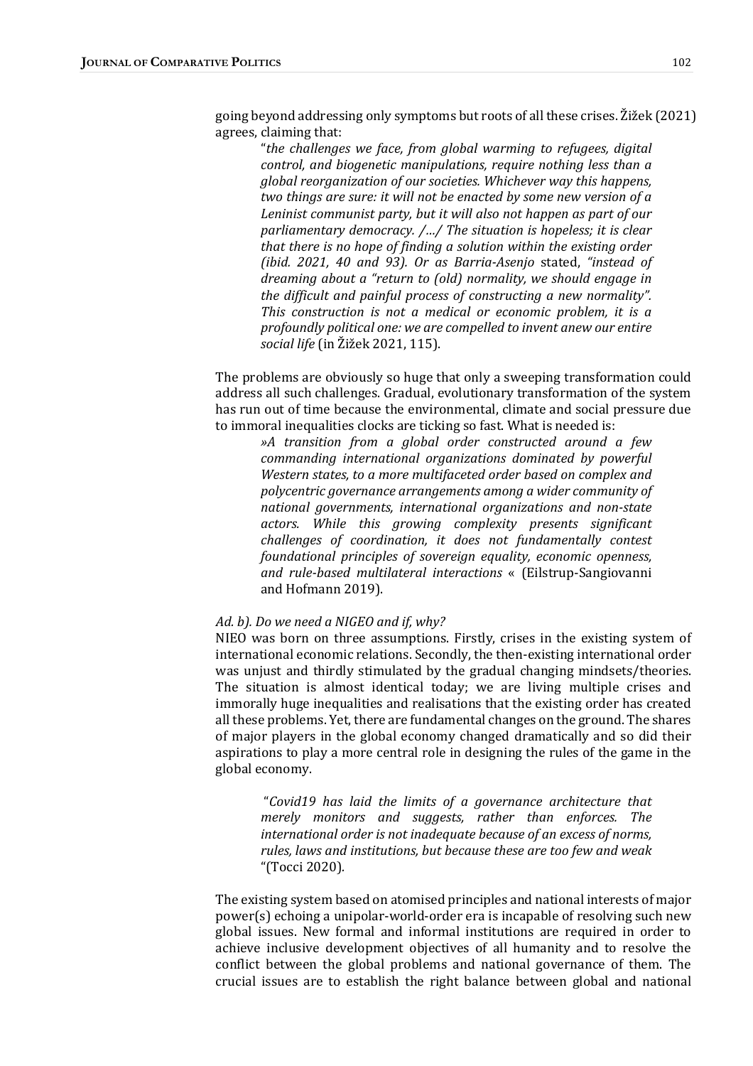going beyond addressing only symptoms but roots of all these crises. Žižek (2021) agrees, claiming that:

> "*the challenges we face, from global warming to refugees, digital control, and biogenetic manipulations, require nothing less than a global reorganization of our societies. Whichever way this happens, two things are sure: it will not be enacted by some new version of a Leninist communist party, but it will also not happen as part of our parliamentary democracy. /…/ The situation is hopeless; it is clear that there is no hope of finding a solution within the existing order (ibid. 2021, 40 and 93). Or as Barria-Asenjo* stated, *"instead of dreaming about a "return to (old) normality, we should engage in the difficult and painful process of constructing a new normality". This construction is not a medical or economic problem, it is a profoundly political one: we are compelled to invent anew our entire social life* (in Žižek 2021, 115).

The problems are obviously so huge that only a sweeping transformation could address all such challenges. Gradual, evolutionary transformation of the system has run out of time because the environmental, climate and social pressure due to immoral inequalities clocks are ticking so fast. What is needed is:

> *»A transition from a global order constructed around a few commanding international organizations dominated by powerful Western states, to a more multifaceted order based on complex and polycentric governance arrangements among a wider community of national governments, international organizations and non-state actors. While this growing complexity presents significant challenges of coordination, it does not fundamentally contest foundational principles of sovereign equality, economic openness, and rule-based multilateral interactions* « (Eilstrup-Sangiovanni and Hofmann 2019).

*Ad. b). Do we need a NIGEO and if, why?*

NIEO was born on three assumptions. Firstly, crises in the existing system of international economic relations. Secondly, the then-existing international order was unjust and thirdly stimulated by the gradual changing mindsets/theories. The situation is almost identical today; we are living multiple crises and immorally huge inequalities and realisations that the existing order has created all these problems. Yet, there are fundamental changes on the ground. The shares of major players in the global economy changed dramatically and so did their aspirations to play a more central role in designing the rules of the game in the global economy.

> "*Covid19 has laid the limits of a governance architecture that merely monitors and suggests, rather than enforces. The international order is not inadequate because of an excess of norms, rules, laws and institutions, but because these are too few and weak* "(Tocci 2020).

The existing system based on atomised principles and national interests of major power(s) echoing a unipolar-world-order era is incapable of resolving such new global issues. New formal and informal institutions are required in order to achieve inclusive development objectives of all humanity and to resolve the conflict between the global problems and national governance of them. The crucial issues are to establish the right balance between global and national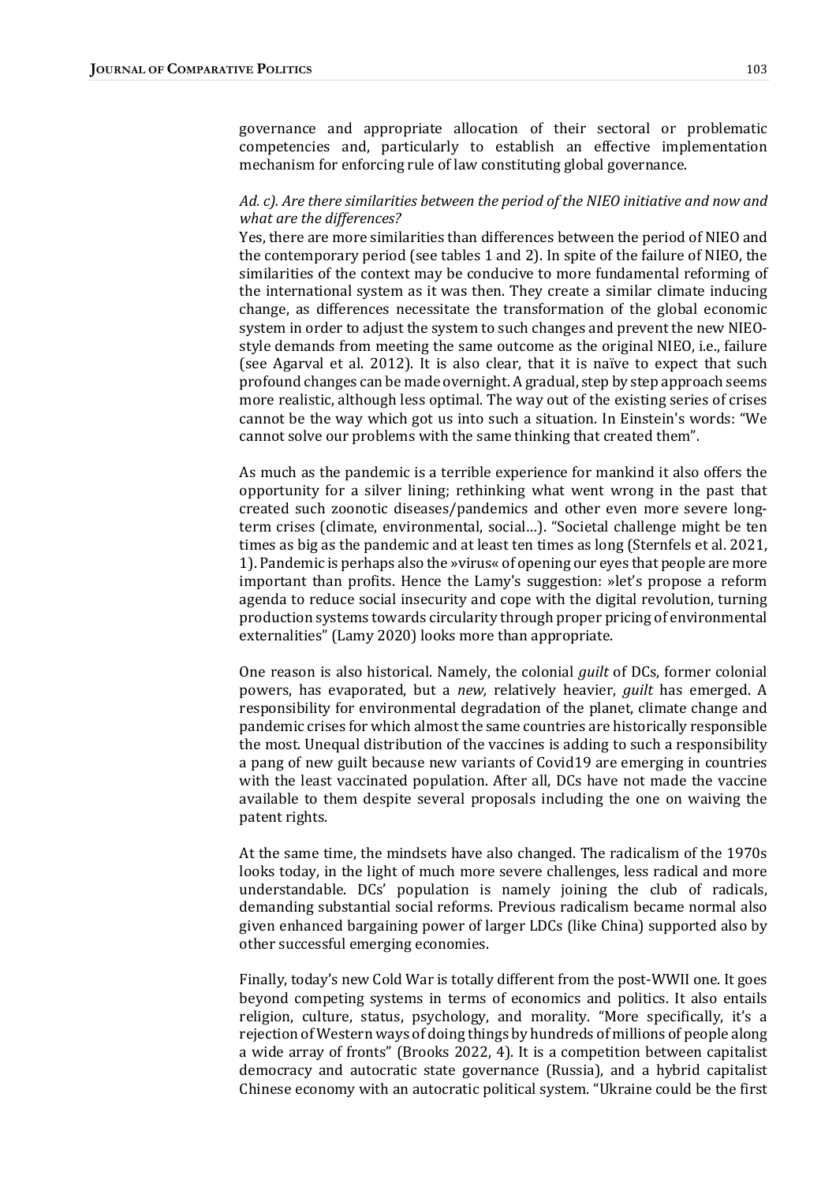governance and appropriate allocation of their sectoral or problematic competencies and, particularly to establish an effective implementation mechanism for enforcing rule of law constituting global governance.

*Ad. c). Are there similarities between the period of the NIEO initiative and now and what are the differences?*

Yes, there are more similarities than differences between the period of NIEO and the contemporary period (see tables 1 and 2). In spite of the failure of NIEO, the similarities of the context may be conducive to more fundamental reforming of the international system as it was then. They create a similar climate inducing change, as differences necessitate the transformation of the global economic system in order to adjust the system to such changes and prevent the new NIEO-style demands from meeting the same outcome as the original NIEO, i.e., failure (see Agarval et al. 2012). It is also clear, that it is naïve to expect that such profound changes can be made overnight. A gradual, step by step approach seems more realistic, although less optimal. The way out of the existing series of crises cannot be the way which got us into such a situation. In Einstein's words: "We cannot solve our problems with the same thinking that created them".

As much as the pandemic is a terrible experience for mankind it also offers the opportunity for a silver lining; rethinking what went wrong in the past that created such zoonotic diseases/pandemics and other even more severe long-term crises (climate, environmental, social…). "Societal challenge might be ten times as big as the pandemic and at least ten times as long (Sternfels et al. 2021, 1). Pandemic is perhaps also the »virus« of opening our eyes that people are more important than profits. Hence the Lamy's suggestion: »let's propose a reform agenda to reduce social insecurity and cope with the digital revolution, turning production systems towards circularity through proper pricing of environmental externalities" (Lamy 2020) looks more than appropriate.

One reason is also historical. Namely, the colonial *guilt* of DCs, former colonial powers, has evaporated, but a *new,* relatively heavier, *guilt* has emerged. A responsibility for environmental degradation of the planet, climate change and pandemic crises for which almost the same countries are historically responsible the most. Unequal distribution of the vaccines is adding to such a responsibility a pang of new guilt because new variants of Covid19 are emerging in countries with the least vaccinated population. After all, DCs have not made the vaccine available to them despite several proposals including the one on waiving the patent rights.

At the same time, the mindsets have also changed. The radicalism of the 1970s looks today, in the light of much more severe challenges, less radical and more understandable. DCs' population is namely joining the club of radicals, demanding substantial social reforms. Previous radicalism became normal also given enhanced bargaining power of larger LDCs (like China) supported also by other successful emerging economies.

Finally, today's new Cold War is totally different from the post-WWII one. It goes beyond competing systems in terms of economics and politics. It also entails religion, culture, status, psychology, and morality. "More specifically, it's a rejection of Western ways of doing things by hundreds of millions of people along a wide array of fronts" (Brooks 2022, 4). It is a competition between capitalist democracy and autocratic state governance (Russia), and a hybrid capitalist Chinese economy with an autocratic political system. "Ukraine could be the first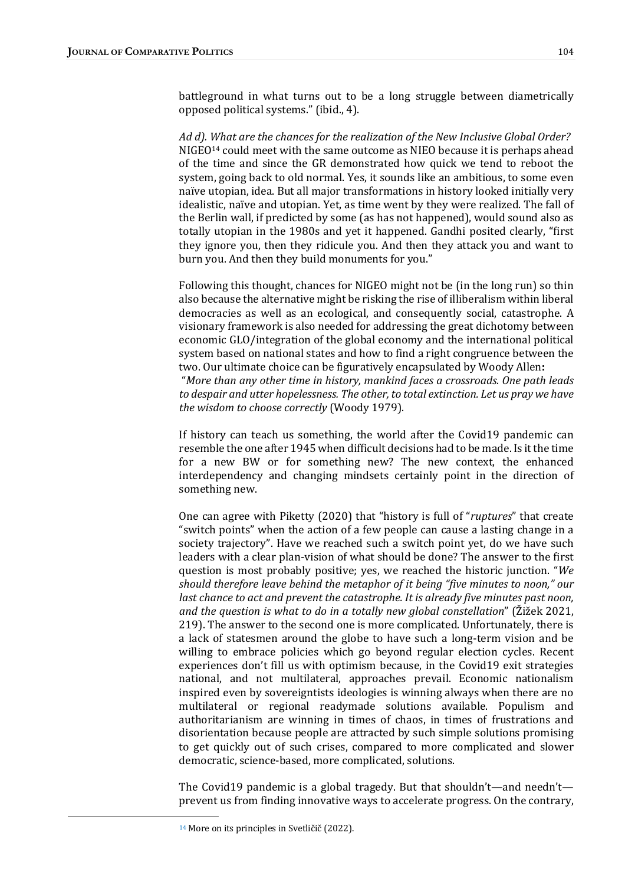battleground in what turns out to be a long struggle between diametrically opposed political systems." (ibid., 4).

*Ad d). What are the chances for the realization of the New Inclusive Global Order?* NIGEO[14] could meet with the same outcome as NIEO because it is perhaps ahead of the time and since the GR demonstrated how quick we tend to reboot the system, going back to old normal. Yes, it sounds like an ambitious, to some even naïve utopian, idea. But all major transformations in history looked initially very idealistic, naïve and utopian. Yet, as time went by they were realized. The fall of the Berlin wall, if predicted by some (as has not happened), would sound also as totally utopian in the 1980s and yet it happened. Gandhi posited clearly, "first they ignore you, then they ridicule you. And then they attack you and want to burn you. And then they build monuments for you."

Following this thought, chances for NIGEO might not be (in the long run) so thin also because the alternative might be risking the rise of illiberalism within liberal democracies as well as an ecological, and consequently social, catastrophe. A visionary framework is also needed for addressing the great dichotomy between economic GLO/integration of the global economy and the international political system based on national states and how to find a right congruence between the two. Our ultimate choice can be figuratively encapsulated by Woody Allen**:**
"*More than any other time in history, mankind faces a crossroads. One path leads to despair and utter hopelessness. The other, to total extinction. Let us pray we have the wisdom to choose correctly* (Woody 1979).

If history can teach us something, the world after the Covid19 pandemic can resemble the one after 1945 when difficult decisions had to be made. Is it the time for a new BW or for something new? The new context, the enhanced interdependency and changing mindsets certainly point in the direction of something new.

One can agree with Piketty (2020) that "history is full of "*ruptures*" that create "switch points" when the action of a few people can cause a lasting change in a society trajectory". Have we reached such a switch point yet, do we have such leaders with a clear plan-vision of what should be done? The answer to the first question is most probably positive; yes, we reached the historic junction. "*We should therefore leave behind the metaphor of it being "five minutes to noon," our last chance to act and prevent the catastrophe. It is already five minutes past noon, and the question is what to do in a totally new global constellation*" (Žižek 2021, 219). The answer to the second one is more complicated. Unfortunately, there is a lack of statesmen around the globe to have such a long-term vision and be willing to embrace policies which go beyond regular election cycles. Recent experiences don't fill us with optimism because, in the Covid19 exit strategies national, and not multilateral, approaches prevail. Economic nationalism inspired even by sovereigntists ideologies is winning always when there are no multilateral or regional readymade solutions available. Populism and authoritarianism are winning in times of chaos, in times of frustrations and disorientation because people are attracted by such simple solutions promising to get quickly out of such crises, compared to more complicated and slower democratic, science-based, more complicated, solutions.

The Covid19 pandemic is a global tragedy. But that shouldn't—and needn't—prevent us from finding innovative ways to accelerate progress. On the contrary,

[14] More on its principles in Svetličič (2022).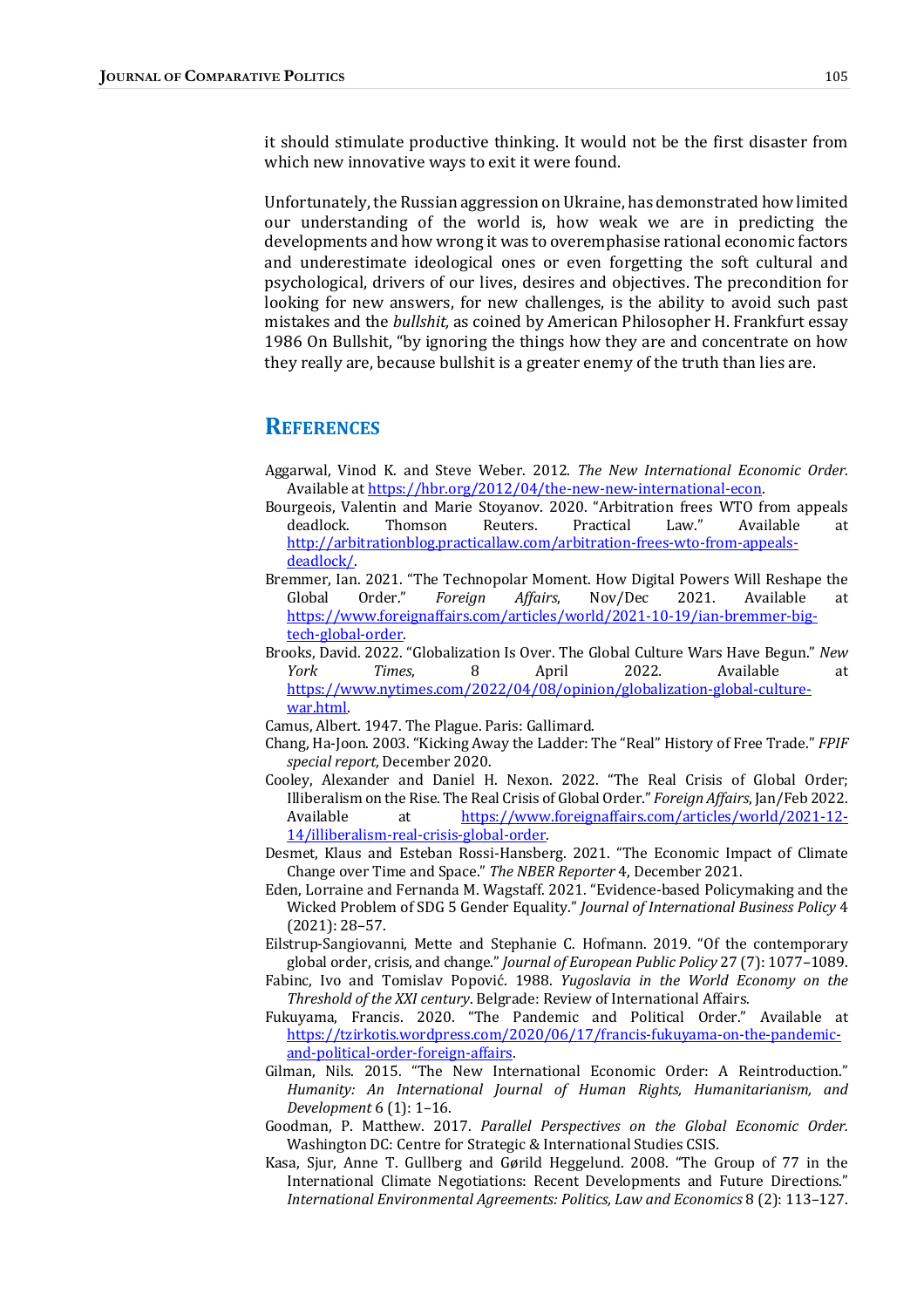it should stimulate productive thinking. It would not be the first disaster from which new innovative ways to exit it were found.

Unfortunately, the Russian aggression on Ukraine, has demonstrated how limited our understanding of the world is, how weak we are in predicting the developments and how wrong it was to overemphasise rational economic factors and underestimate ideological ones or even forgetting the soft cultural and psychological, drivers of our lives, desires and objectives. The precondition for looking for new answers, for new challenges, is the ability to avoid such past mistakes and the *bullshit,* as coined by American Philosopher H. Frankfurt essay 1986 On Bullshit, "by ignoring the things how they are and concentrate on how they really are, because bullshit is a greater enemy of the truth than lies are.

## References

Aggarwal, Vinod K. and Steve Weber. 2012. *The New International Economic Order.* Available at https://hbr.org/2012/04/the-new-new-international-econ.

Bourgeois, Valentin and Marie Stoyanov. 2020. "Arbitration frees WTO from appeals deadlock. Thomson Reuters. Practical Law." Available at http://arbitrationblog.practicallaw.com/arbitration-frees-wto-from-appeals-deadlock/.

Bremmer, Ian. 2021. "The Technopolar Moment. How Digital Powers Will Reshape the Global Order." *Foreign Affairs*, Nov/Dec 2021. Available at https://www.foreignaffairs.com/articles/world/2021-10-19/ian-bremmer-big-tech-global-order.

Brooks, David. 2022. "Globalization Is Over. The Global Culture Wars Have Begun." *New York Times*, 8 April 2022. Available at https://www.nytimes.com/2022/04/08/opinion/globalization-global-culture-war.html.

Camus, Albert. 1947. The Plague. Paris: Gallimard.

Chang, Ha-Joon. 2003. "Kicking Away the Ladder: The "Real" History of Free Trade." *FPIF special report*, December 2020.

Cooley, Alexander and Daniel H. Nexon. 2022. "The Real Crisis of Global Order; Illiberalism on the Rise. The Real Crisis of Global Order." *Foreign Affairs*, Jan/Feb 2022. Available at https://www.foreignaffairs.com/articles/world/2021-12-14/illiberalism-real-crisis-global-order.

Desmet, Klaus and Esteban Rossi-Hansberg. 2021. "The Economic Impact of Climate Change over Time and Space." *The NBER Reporter* 4, December 2021.

Eden, Lorraine and Fernanda M. Wagstaff. 2021. "Evidence-based Policymaking and the Wicked Problem of SDG 5 Gender Equality." *Journal of International Business Policy* 4 (2021): 28–57.

Eilstrup-Sangiovanni, Mette and Stephanie C. Hofmann. 2019. "Of the contemporary global order, crisis, and change." *Journal of European Public Policy* 27 (7): 1077–1089.

Fabinc, Ivo and Tomislav Popović. 1988. *Yugoslavia in the World Economy on the Threshold of the XXI century*. Belgrade: Review of International Affairs.

Fukuyama, Francis. 2020. "The Pandemic and Political Order." Available at https://tzirkotis.wordpress.com/2020/06/17/francis-fukuyama-on-the-pandemic-and-political-order-foreign-affairs.

Gilman, Nils. 2015. "The New International Economic Order: A Reintroduction." *Humanity: An International Journal of Human Rights, Humanitarianism, and Development* 6 (1): 1–16.

Goodman, P. Matthew. 2017. *Parallel Perspectives on the Global Economic Order.* Washington DC: Centre for Strategic & International Studies CSIS.

Kasa, Sjur, Anne T. Gullberg and Gørild Heggelund. 2008. "The Group of 77 in the International Climate Negotiations: Recent Developments and Future Directions." *International Environmental Agreements: Politics, Law and Economics* 8 (2): 113–127.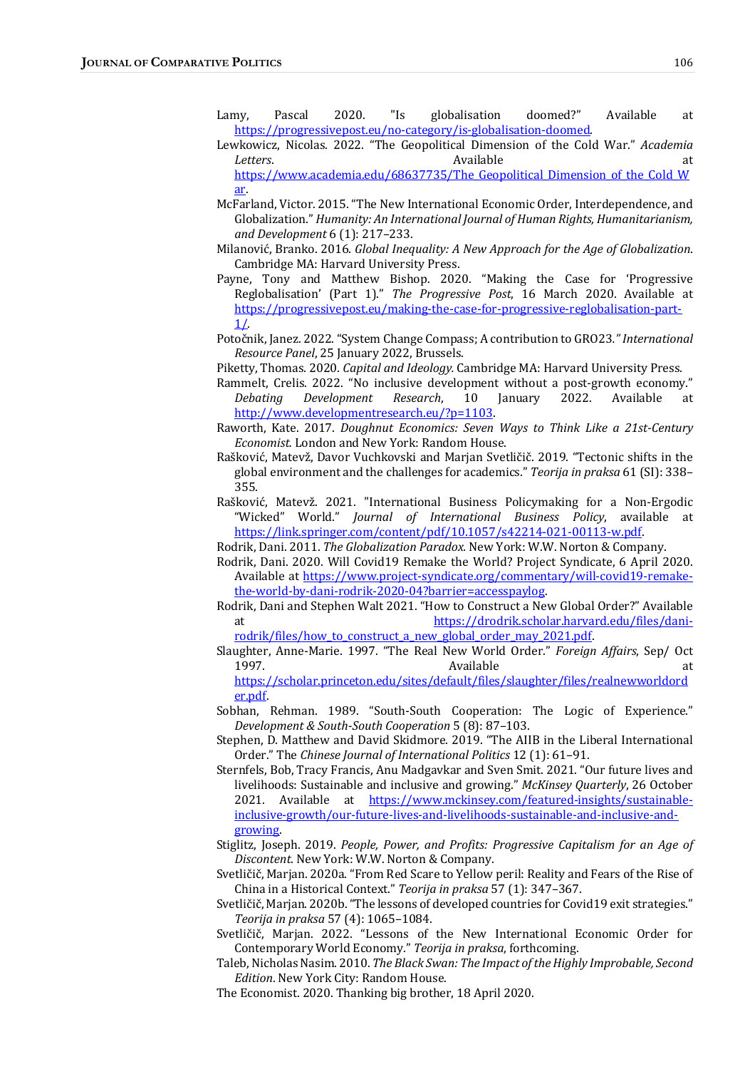Lamy, Pascal 2020. "Is globalisation doomed?" Available at https://progressivepost.eu/no-category/is-globalisation-doomed.

Lewkowicz, Nicolas. 2022. "The Geopolitical Dimension of the Cold War." *Academia Letters*. Available at https://www.academia.edu/68637735/The_Geopolitical_Dimension_of_the_Cold_War.

McFarland, Victor. 2015. "The New International Economic Order, Interdependence, and Globalization." *Humanity: An International Journal of Human Rights, Humanitarianism, and Development* 6 (1): 217–233.

Milanović, Branko. 2016. *Global Inequality: A New Approach for the Age of Globalization*. Cambridge MA: Harvard University Press.

Payne, Tony and Matthew Bishop. 2020. "Making the Case for 'Progressive Reglobalisation' (Part 1)." *The Progressive Post*, 16 March 2020. Available at https://progressivepost.eu/making-the-case-for-progressive-reglobalisation-part-1/.

Potočnik, Janez. 2022. "System Change Compass; A contribution to GRO23*." International Resource Panel*, 25 January 2022, Brussels.

Piketty, Thomas. 2020. *Capital and Ideology.* Cambridge MA: Harvard University Press.

Rammelt, Crelis. 2022. "No inclusive development without a post-growth economy." *Debating Development Research*, 10 January 2022. Available at http://www.developmentresearch.eu/?p=1103.

Raworth, Kate. 2017. *Doughnut Economics: Seven Ways to Think Like a 21st-Century Economist.* London and New York: Random House.

Rašković, Matevž, Davor Vuchkovski and Marjan Svetličič. 2019. "Tectonic shifts in the global environment and the challenges for academics." *Teorija in praksa* 61 (SI): 338–355.

Rašković, Matevž. 2021. "International Business Policymaking for a Non-Ergodic "Wicked" World." *Journal of International Business Policy*, available at https://link.springer.com/content/pdf/10.1057/s42214-021-00113-w.pdf.

Rodrik, Dani. 2011. *The Globalization Paradox.* New York: W.W. Norton & Company.

Rodrik, Dani. 2020. Will Covid19 Remake the World? Project Syndicate, 6 April 2020. Available at https://www.project-syndicate.org/commentary/will-covid19-remake-the-world-by-dani-rodrik-2020-04?barrier=accesspaylog.

Rodrik, Dani and Stephen Walt 2021. "How to Construct a New Global Order?" Available at https://drodrik.scholar.harvard.edu/files/dani-rodrik/files/how_to_construct_a_new_global_order_may_2021.pdf.

Slaughter, Anne-Marie. 1997. "The Real New World Order." *Foreign Affairs*, Sep/ Oct 1997. Available at https://scholar.princeton.edu/sites/default/files/slaughter/files/realnewworldorder.pdf.

Sobhan, Rehman. 1989. "South-South Cooperation: The Logic of Experience." *Development & South-South Cooperation* 5 (8): 87–103.

Stephen, D. Matthew and David Skidmore. 2019. "The AIIB in the Liberal International Order." The *Chinese Journal of International Politics* 12 (1): 61–91.

Sternfels, Bob, Tracy Francis, Anu Madgavkar and Sven Smit. 2021. "Our future lives and livelihoods: Sustainable and inclusive and growing." *McKinsey Quarterly*, 26 October 2021. Available at https://www.mckinsey.com/featured-insights/sustainable-inclusive-growth/our-future-lives-and-livelihoods-sustainable-and-inclusive-and-growing.

Stiglitz, Joseph. 2019. *People, Power, and Profits: Progressive Capitalism for an Age of Discontent*. New York: W.W. Norton & Company.

Svetličič, Marjan. 2020a. "From Red Scare to Yellow peril: Reality and Fears of the Rise of China in a Historical Context." *Teorija in praksa* 57 (1): 347–367.

Svetličič, Marjan. 2020b. "The lessons of developed countries for Covid19 exit strategies." *Teorija in praksa* 57 (4): 1065–1084.

Svetličič, Marjan. 2022. "Lessons of the New International Economic Order for Contemporary World Economy." *Teorija in praksa*, forthcoming.

Taleb, Nicholas Nasim. 2010. *The Black Swan: The Impact of the Highly Improbable, Second Edition*. New York City: Random House.

The Economist. 2020. Thanking big brother, 18 April 2020.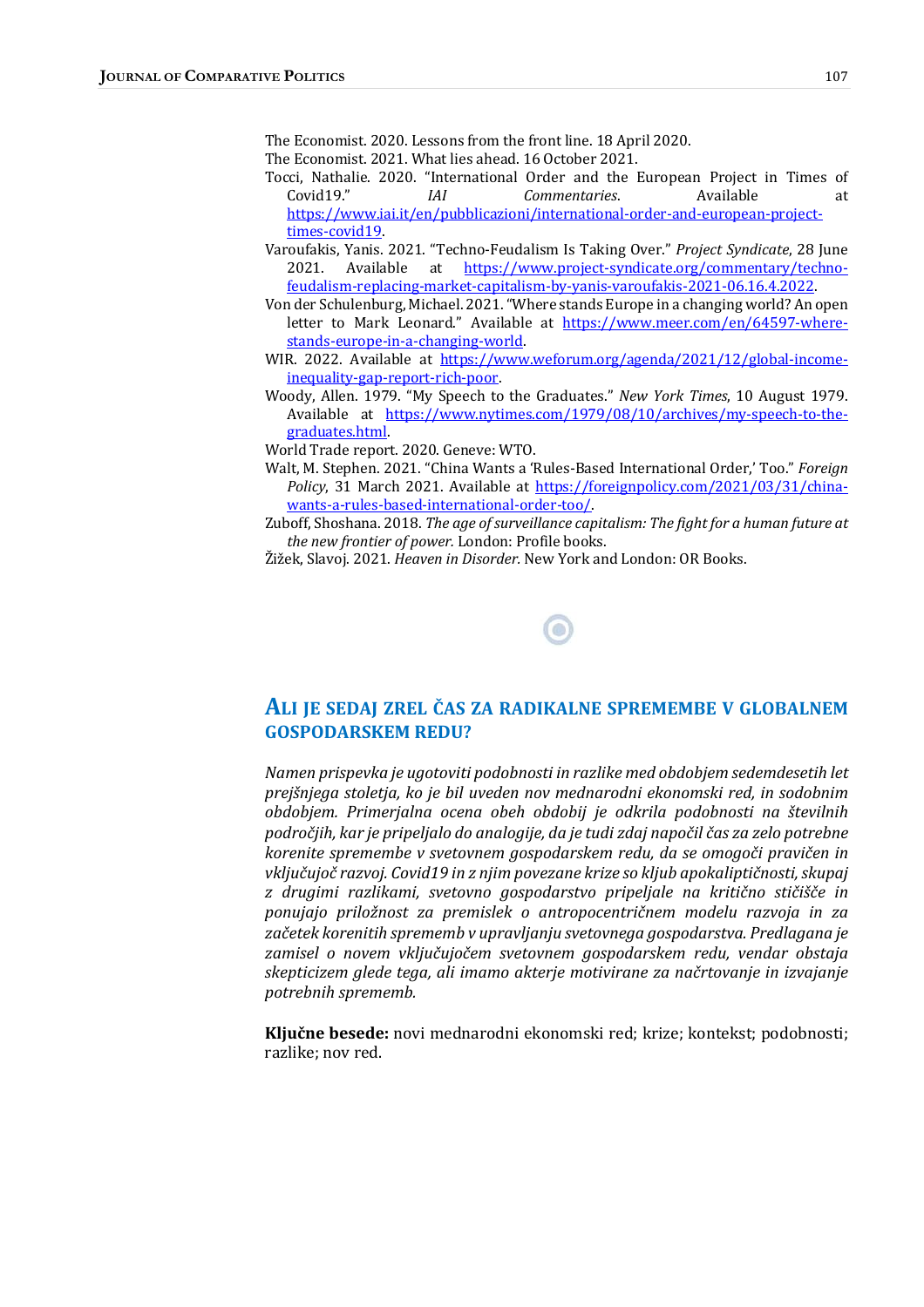The Economist. 2020. Lessons from the front line. 18 April 2020.

The Economist. 2021. What lies ahead. 16 October 2021.

Tocci, Nathalie. 2020. "International Order and the European Project in Times of Covid19." *IAI Commentaries*. Available at https://www.iai.it/en/pubblicazioni/international-order-and-european-project-times-covid19.

Varoufakis, Yanis. 2021. "Techno-Feudalism Is Taking Over." *Project Syndicate*, 28 June 2021. Available at https://www.project-syndicate.org/commentary/techno-feudalism-replacing-market-capitalism-by-yanis-varoufakis-2021-06.16.4.2022.

Von der Schulenburg, Michael. 2021. "Where stands Europe in a changing world? An open letter to Mark Leonard." Available at https://www.meer.com/en/64597-where-stands-europe-in-a-changing-world.

WIR. 2022. Available at https://www.weforum.org/agenda/2021/12/global-income-inequality-gap-report-rich-poor.

Woody, Allen. 1979. "My Speech to the Graduates." *New York Times*, 10 August 1979. Available at https://www.nytimes.com/1979/08/10/archives/my-speech-to-the-graduates.html.

World Trade report. 2020. Geneve: WTO.

Walt, M. Stephen. 2021. "China Wants a 'Rules-Based International Order,' Too." *Foreign Policy*, 31 March 2021. Available at https://foreignpolicy.com/2021/03/31/china-wants-a-rules-based-international-order-too/.

Zuboff, Shoshana. 2018. *The age of surveillance capitalism: The fight for a human future at the new frontier of power.* London: Profile books.

Žižek, Slavoj. 2021. *Heaven in Disorder.* New York and London: OR Books.

## ALI JE SEDAJ ZREL ČAS ZA RADIKALNE SPREMEMBE V GLOBALNEM GOSPODARSKEM REDU?

*Namen prispevka je ugotoviti podobnosti in razlike med obdobjem sedemdesetih let prejšnjega stoletja, ko je bil uveden nov mednarodni ekonomski red, in sodobnim obdobjem. Primerjalna ocena obeh obdobij je odkrila podobnosti na številnih področjih, kar je pripeljalo do analogije, da je tudi zdaj napočil čas za zelo potrebne korenite spremembe v svetovnem gospodarskem redu, da se omogoči pravičen in vključujoč razvoj. Covid19 in z njim povezane krize so kljub apokaliptičnosti, skupaj z drugimi razlikami, svetovno gospodarstvo pripeljale na kritično stičišče in ponujajo priložnost za premislek o antropocentričnem modelu razvoja in za začetek korenitih sprememb v upravljanju svetovnega gospodarstva. Predlagana je zamisel o novem vključujočem svetovnem gospodarskem redu, vendar obstaja skepticizem glede tega, ali imamo akterje motivirane za načrtovanje in izvajanje potrebnih sprememb.*

**Ključne besede:** novi mednarodni ekonomski red; krize; kontekst; podobnosti; razlike; nov red.